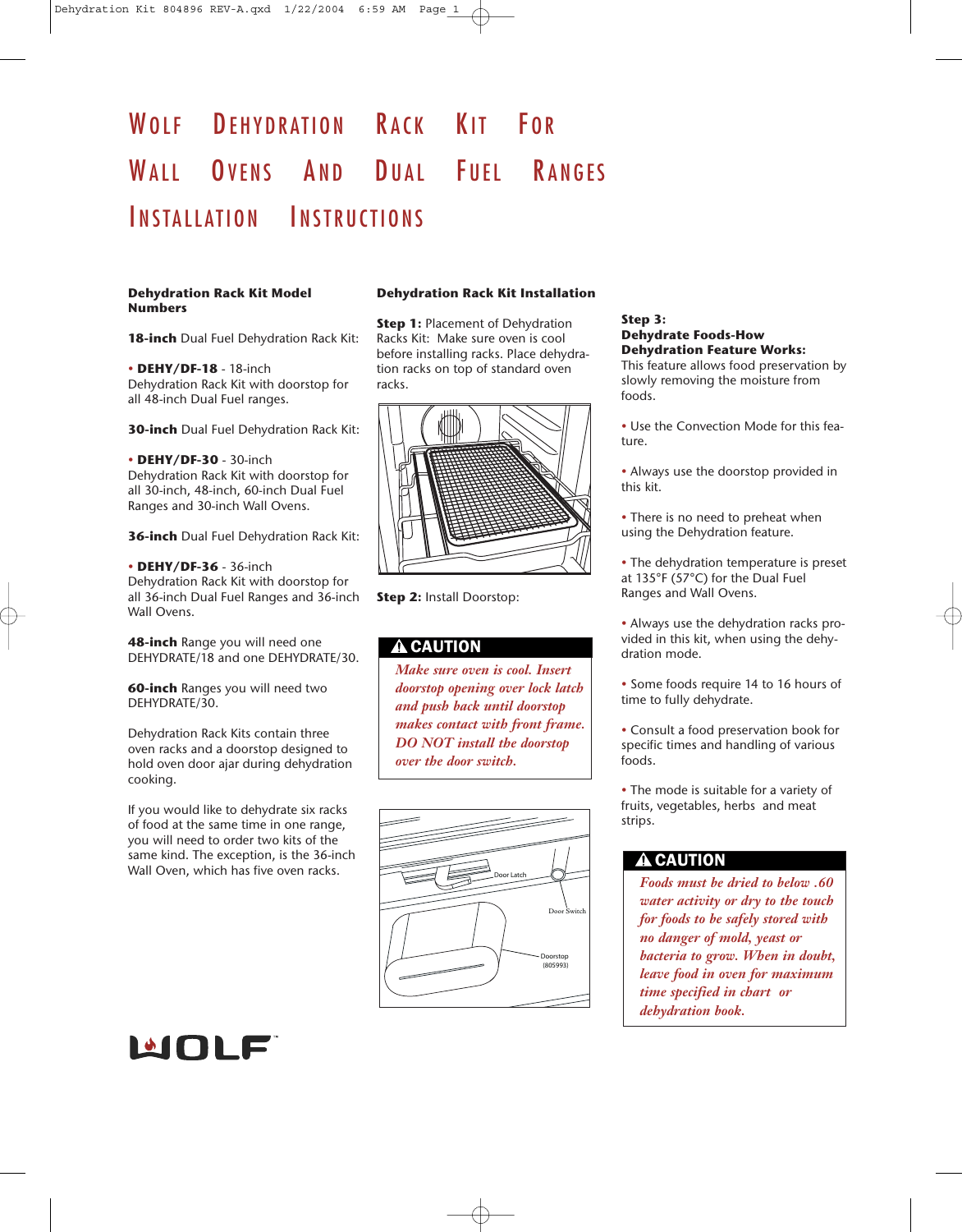# Wolf Dehydration Rack Kit For Wall Ovens And Dual Fuel Ranges Installation Instructions

### Dehydration Rack Kit Model Numbers

**18-inch** Dual Fuel Dehydration Rack Kit:

- **DEHY/DF-18** - 18-inch Dehydration Rack Kit with doorstop for all 48-inch Dual Fuel ranges.

**30-inch** Dual Fuel Dehydration Rack Kit:

- **DEHY/DF-30** - 30-inch Dehydration Rack Kit with doorstop for all 30-inch, 48-inch, 60-inch Dual Fuel Ranges and 30-inch Wall Ovens.

**36-inch** Dual Fuel Dehydration Rack Kit:

- **DEHY/DF-36** - 36-inch Dehydration Rack Kit with doorstop for all 36-inch Dual Fuel Ranges and 36-inch Wall Ovens.

**48-inch** Range you will need one DEHYDRATE/18 and one DEHYDRATE/30.

**60-inch** Ranges you will need two DEHYDRATE/30.

Dehydration Rack Kits contain three oven racks and a doorstop designed to hold oven door ajar during dehydration cooking.

If you would like to dehydrate six racks of food at the same time in one range, you will need to order two kits of the same kind. The exception, is the 36-inch Wall Oven, which has five oven racks.

### Dehydration Rack Kit Installation

**Step 1:** Placement of Dehydration Racks Kit: Make sure oven is cool before installing racks. Place dehydration racks on top of standard oven racks.

**Step 2:** Install Doorstop:

> **⚠ CAUTION**
>
> *Make sure oven is cool. Insert doorstop opening over lock latch and push back until doorstop makes contact with front frame. DO NOT install the doorstop over the door switch.*

Door Latch

Door Switch

Doorstop (805993)

**Step 3:**
**Dehydrate Foods-How Dehydration Feature Works:**
This feature allows food preservation by slowly removing the moisture from foods.

- Use the Convection Mode for this feature.
- Always use the doorstop provided in this kit.
- There is no need to preheat when using the Dehydration feature.
- The dehydration temperature is preset at 135°F (57°C) for the Dual Fuel Ranges and Wall Ovens.
- Always use the dehydration racks provided in this kit, when using the dehydration mode.
- Some foods require 14 to 16 hours of time to fully dehydrate.
- Consult a food preservation book for specific times and handling of various foods.
- The mode is suitable for a variety of fruits, vegetables, herbs and meat strips.

> **⚠ CAUTION**
>
> *Foods must be dried to below .60 water activity or dry to the touch for foods to be safely stored with no danger of mold, yeast or bacteria to grow. When in doubt, leave food in oven for maximum time specified in chart or dehydration book.*

WOLF™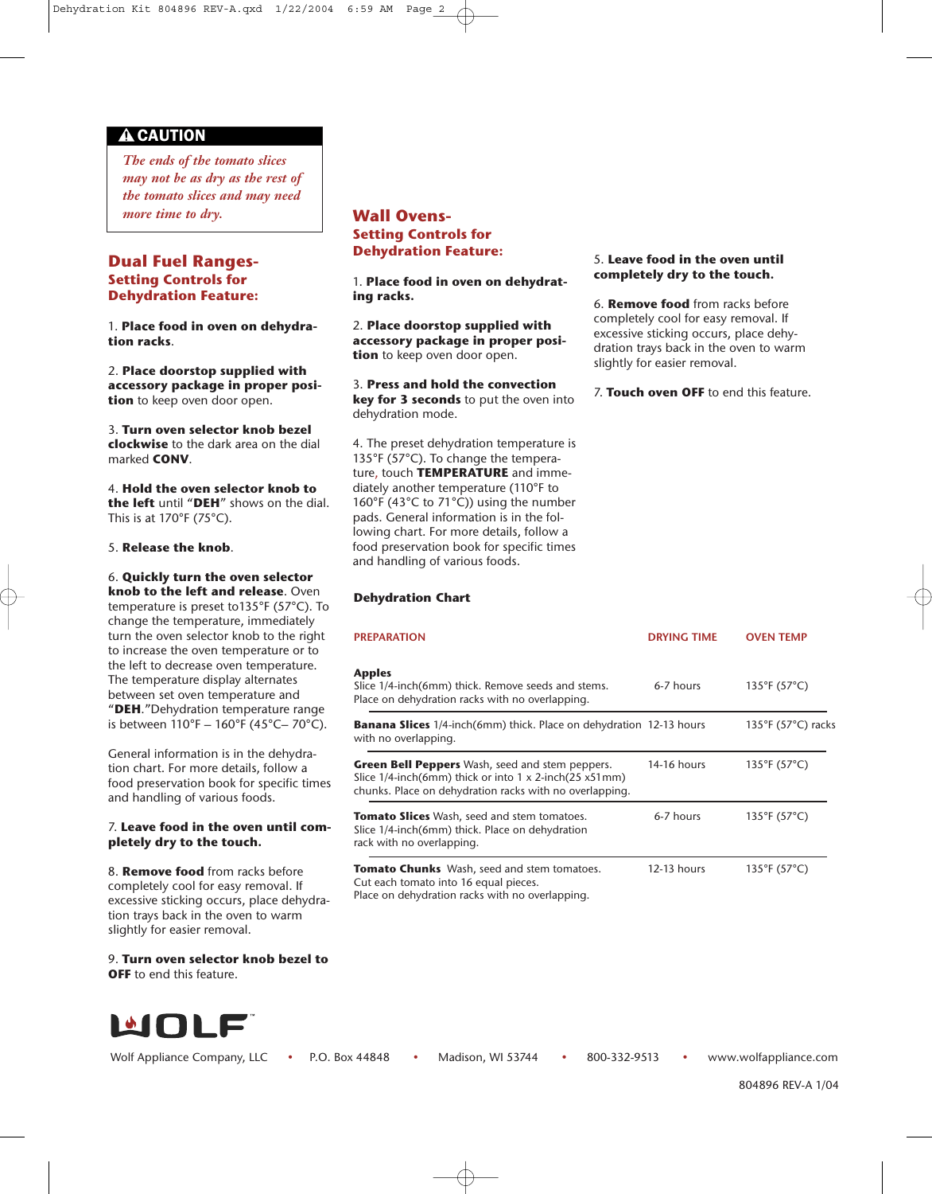**⚠ CAUTION**

*The ends of the tomato slices may not be as dry as the rest of the tomato slices and may need more time to dry.*

## Dual Fuel Ranges-
### Setting Controls for Dehydration Feature:

1. **Place food in oven on dehydration racks**.

2. **Place doorstop supplied with accessory package in proper position** to keep oven door open.

3. **Turn oven selector knob bezel clockwise** to the dark area on the dial marked **CONV**.

4. **Hold the oven selector knob to the left** until "**DEH**" shows on the dial. This is at 170°F (75°C).

5. **Release the knob**.

6. **Quickly turn the oven selector knob to the left and release**. Oven temperature is preset to135°F (57°C). To change the temperature, immediately turn the oven selector knob to the right to increase the oven temperature or to the left to decrease oven temperature. The temperature display alternates between set oven temperature and "**DEH**."Dehydration temperature range is between 110°F – 160°F (45°C– 70°C).

General information is in the dehydration chart. For more details, follow a food preservation book for specific times and handling of various foods.

7. **Leave food in the oven until completely dry to the touch.**

8. **Remove food** from racks before completely cool for easy removal. If excessive sticking occurs, place dehydration trays back in the oven to warm slightly for easier removal.

9. **Turn oven selector knob bezel to OFF** to end this feature.

## Wall Ovens-
### Setting Controls for Dehydration Feature:

1. **Place food in oven on dehydrating racks.**

2. **Place doorstop supplied with accessory package in proper position** to keep oven door open.

3. **Press and hold the convection key for 3 seconds** to put the oven into dehydration mode.

4. The preset dehydration temperature is 135°F (57°C). To change the temperature, touch **TEMPERATURE** and immediately another temperature (110°F to 160°F (43°C to 71°C)) using the number pads. General information is in the following chart. For more details, follow a food preservation book for specific times and handling of various foods.

5. **Leave food in the oven until completely dry to the touch.**

6. **Remove food** from racks before completely cool for easy removal. If excessive sticking occurs, place dehydration trays back in the oven to warm slightly for easier removal.

7. **Touch oven OFF** to end this feature.

**Dehydration Chart**

| PREPARATION | DRYING TIME | OVEN TEMP |
|---|---|---|
| **Apples** Slice 1/4-inch(6mm) thick. Remove seeds and stems. Place on dehydration racks with no overlapping. | 6-7 hours | 135°F (57°C) |
| **Banana Slices** 1/4-inch(6mm) thick. Place on dehydration racks with no overlapping. | 12-13 hours | 135°F (57°C) |
| **Green Bell Peppers** Wash, seed and stem peppers. Slice 1/4-inch(6mm) thick or into 1 x 2-inch(25 x51mm) chunks. Place on dehydration racks with no overlapping. | 14-16 hours | 135°F (57°C) |
| **Tomato Slices** Wash, seed and stem tomatoes. Slice 1/4-inch(6mm) thick. Place on dehydration rack with no overlapping. | 6-7 hours | 135°F (57°C) |
| **Tomato Chunks** Wash, seed and stem tomatoes. Cut each tomato into 16 equal pieces. Place on dehydration racks with no overlapping. | 12-13 hours | 135°F (57°C) |

WOLF

Wolf Appliance Company, LLC • P.O. Box 44848 • Madison, WI 53744 • 800-332-9513 • www.wolfappliance.com

804896 REV-A 1/04